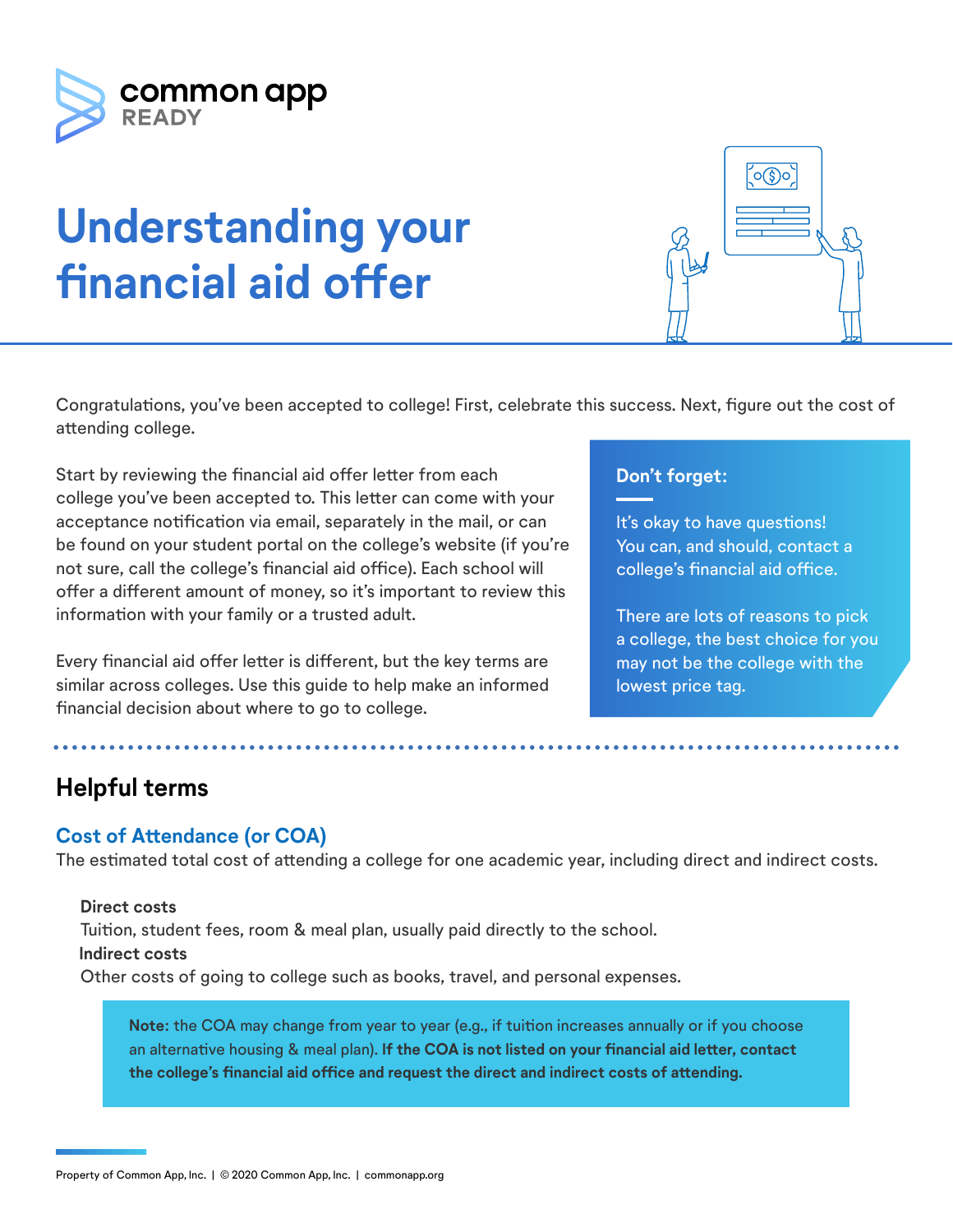common app READY

# Understanding your financial aid offer

Congratulations, you've been accepted to college! First, celebrate this success. Next, figure out the cost of attending college.

Start by reviewing the financial aid offer letter from each college you've been accepted to. This letter can come with your acceptance notification via email, separately in the mail, or can be found on your student portal on the college's website (if you're not sure, call the college's financial aid office). Each school will offer a different amount of money, so it's important to review this information with your family or a trusted adult.

Every financial aid offer letter is different, but the key terms are similar across colleges. Use this guide to help make an informed financial decision about where to go to college.

> **Don't forget:**
>
> It's okay to have questions! You can, and should, contact a college's financial aid office.
>
> There are lots of reasons to pick a college, the best choice for you may not be the college with the lowest price tag.

## Helpful terms

### Cost of Attendance (or COA)

The estimated total cost of attending a college for one academic year, including direct and indirect costs.

**Direct costs**
Tuition, student fees, room & meal plan, usually paid directly to the school.

**Indirect costs**
Other costs of going to college such as books, travel, and personal expenses.

> **Note**: the COA may change from year to year (e.g., if tuition increases annually or if you choose an alternative housing & meal plan). **If the COA is not listed on your financial aid letter, contact the college's financial aid office and request the direct and indirect costs of attending.**

Property of Common App, Inc. | © 2020 Common App, Inc. | commonapp.org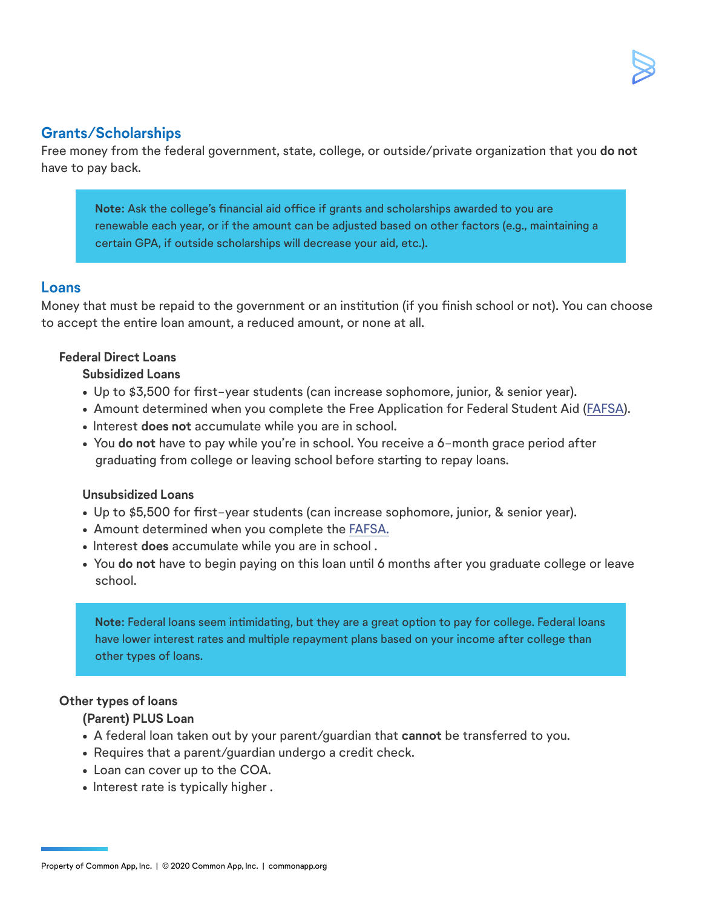## Grants/Scholarships

Free money from the federal government, state, college, or outside/private organization that you **do not** have to pay back.

> **Note:** Ask the college's financial aid office if grants and scholarships awarded to you are renewable each year, or if the amount can be adjusted based on other factors (e.g., maintaining a certain GPA, if outside scholarships will decrease your aid, etc.).

## Loans

Money that must be repaid to the government or an institution (if you finish school or not). You can choose to accept the entire loan amount, a reduced amount, or none at all.

### Federal Direct Loans

#### Subsidized Loans

- Up to $3,500 for first-year students (can increase sophomore, junior, & senior year).
- Amount determined when you complete the Free Application for Federal Student Aid (FAFSA).
- Interest **does not** accumulate while you are in school.
- You **do not** have to pay while you're in school. You receive a 6-month grace period after graduating from college or leaving school before starting to repay loans.

#### Unsubsidized Loans

- Up to $5,500 for first-year students (can increase sophomore, junior, & senior year).
- Amount determined when you complete the FAFSA.
- Interest **does** accumulate while you are in school .
- You **do not** have to begin paying on this loan until 6 months after you graduate college or leave school.

> **Note:** Federal loans seem intimidating, but they are a great option to pay for college. Federal loans have lower interest rates and multiple repayment plans based on your income after college than other types of loans.

### Other types of loans

#### (Parent) PLUS Loan

- A federal loan taken out by your parent/guardian that **cannot** be transferred to you.
- Requires that a parent/guardian undergo a credit check.
- Loan can cover up to the COA.
- Interest rate is typically higher .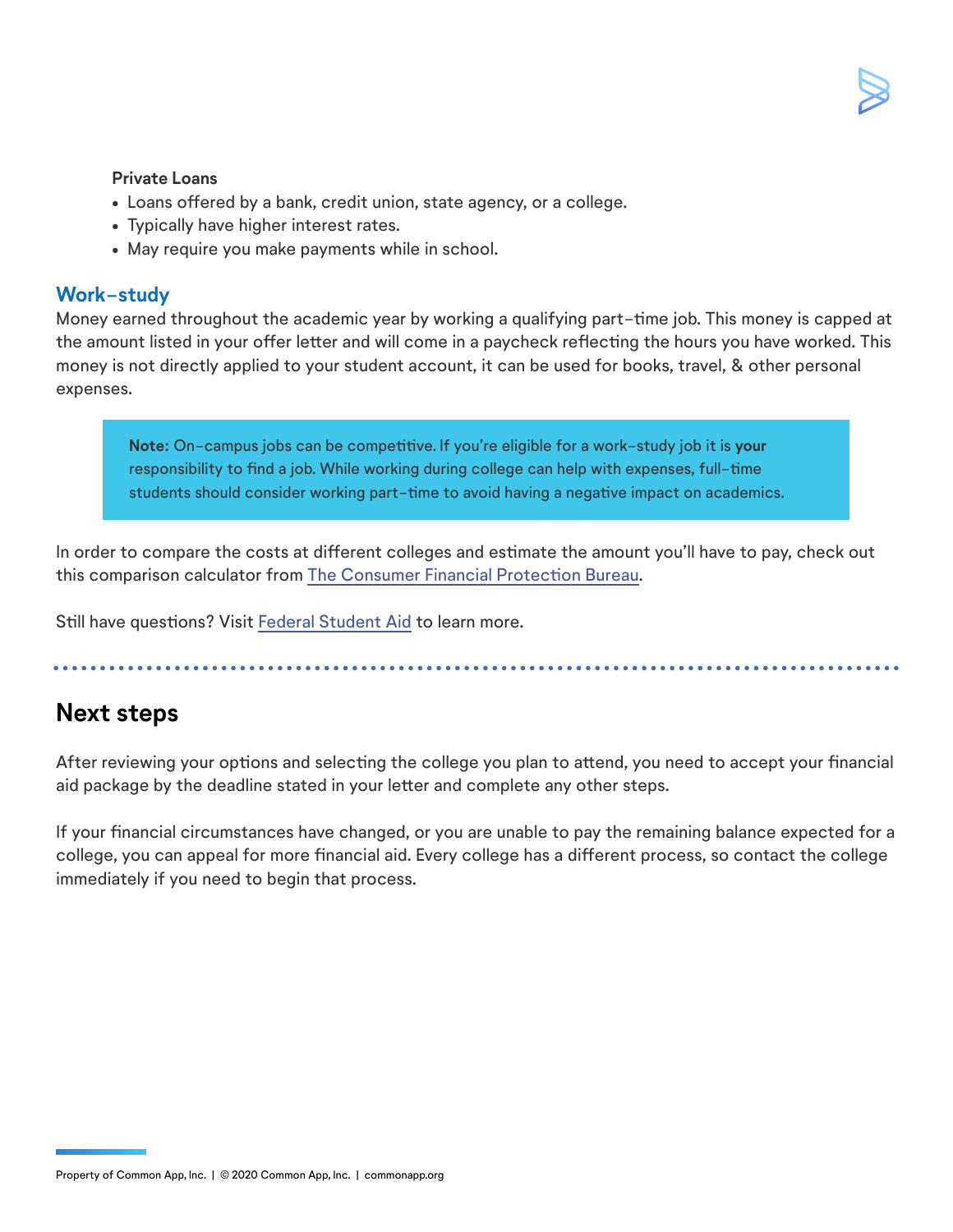**Private Loans**

- Loans offered by a bank, credit union, state agency, or a college.
- Typically have higher interest rates.
- May require you make payments while in school.

## Work-study

Money earned throughout the academic year by working a qualifying part-time job. This money is capped at the amount listed in your offer letter and will come in a paycheck reflecting the hours you have worked. This money is not directly applied to your student account, it can be used for books, travel, & other personal expenses.

> **Note:** On-campus jobs can be competitive. If you're eligible for a work-study job it is **your** responsibility to find a job. While working during college can help with expenses, full-time students should consider working part-time to avoid having a negative impact on academics.

In order to compare the costs at different colleges and estimate the amount you'll have to pay, check out this comparison calculator from The Consumer Financial Protection Bureau.

Still have questions? Visit Federal Student Aid to learn more.

# Next steps

After reviewing your options and selecting the college you plan to attend, you need to accept your financial aid package by the deadline stated in your letter and complete any other steps.

If your financial circumstances have changed, or you are unable to pay the remaining balance expected for a college, you can appeal for more financial aid. Every college has a different process, so contact the college immediately if you need to begin that process.